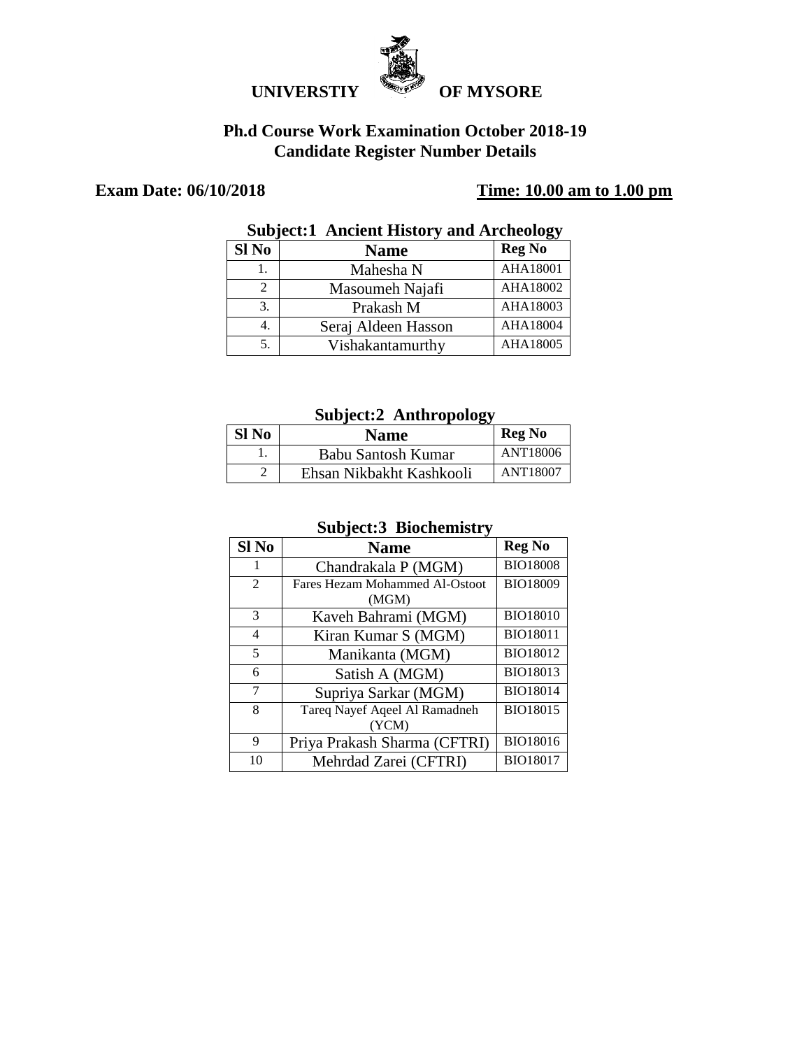# UNIVERSTIY OF MYSORE

## Ph.d Course Work Examination October 2018-19
## Candidate Register Number Details

**Exam Date: 06/10/2018** **Time: 10.00 am to 1.00 pm**

### Subject:1 Ancient History and Archeology

| Sl No | Name | Reg No |
|---|---|---|
| 1. | Mahesha N | AHA18001 |
| 2 | Masoumeh Najafi | AHA18002 |
| 3. | Prakash M | AHA18003 |
| 4. | Seraj Aldeen Hasson | AHA18004 |
| 5. | Vishakantamurthy | AHA18005 |

### Subject:2 Anthropology

| Sl No | Name | Reg No |
|---|---|---|
| 1. | Babu Santosh Kumar | ANT18006 |
| 2 | Ehsan Nikbakht Kashkooli | ANT18007 |

### Subject:3 Biochemistry

| Sl No | Name | Reg No |
|---|---|---|
| 1 | Chandrakala P (MGM) | BIO18008 |
| 2 | Fares Hezam Mohammed Al-Ostoot (MGM) | BIO18009 |
| 3 | Kaveh Bahrami (MGM) | BIO18010 |
| 4 | Kiran Kumar S (MGM) | BIO18011 |
| 5 | Manikanta (MGM) | BIO18012 |
| 6 | Satish A (MGM) | BIO18013 |
| 7 | Supriya Sarkar (MGM) | BIO18014 |
| 8 | Tareq Nayef Aqeel Al Ramadneh (YCM) | BIO18015 |
| 9 | Priya Prakash Sharma (CFTRI) | BIO18016 |
| 10 | Mehrdad Zarei (CFTRI) | BIO18017 |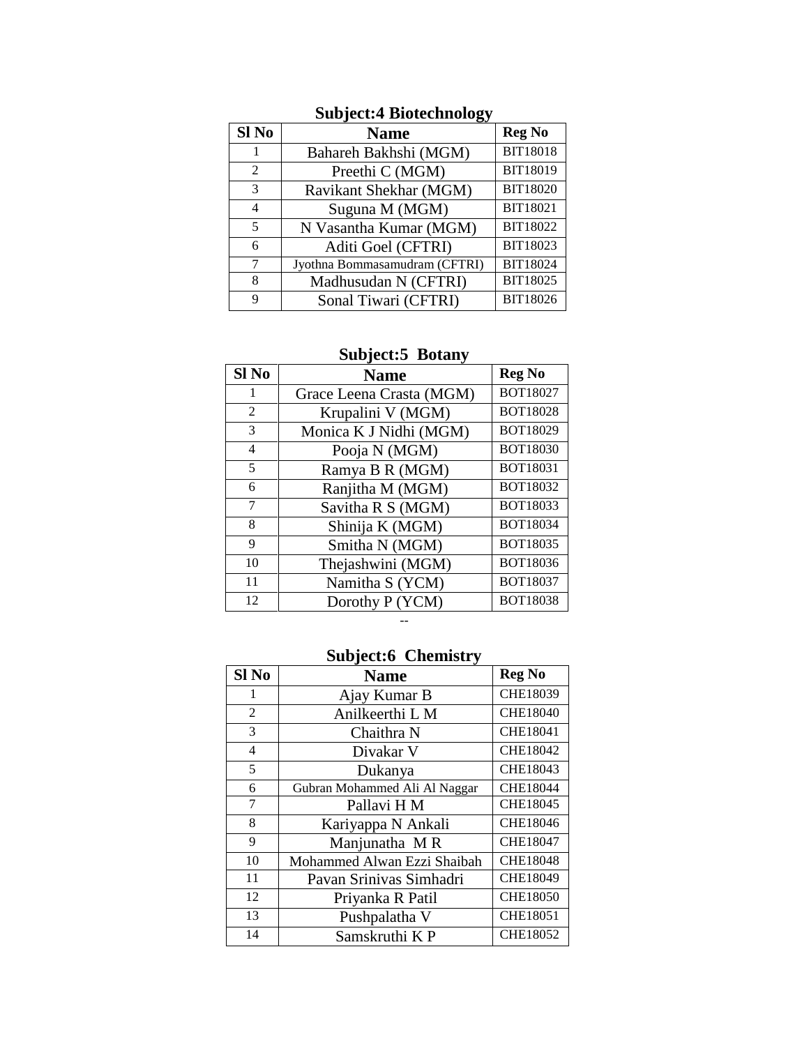**Subject:4 Biotechnology**

| Sl No | Name | Reg No |
|---|---|---|
| 1 | Bahareh Bakhshi (MGM) | BIT18018 |
| 2 | Preethi C (MGM) | BIT18019 |
| 3 | Ravikant Shekhar (MGM) | BIT18020 |
| 4 | Suguna M (MGM) | BIT18021 |
| 5 | N Vasantha Kumar (MGM) | BIT18022 |
| 6 | Aditi Goel (CFTRI) | BIT18023 |
| 7 | Jyothna Bommasamudram (CFTRI) | BIT18024 |
| 8 | Madhusudan N (CFTRI) | BIT18025 |
| 9 | Sonal Tiwari (CFTRI) | BIT18026 |

**Subject:5 Botany**

| Sl No | Name | Reg No |
|---|---|---|
| 1 | Grace Leena Crasta (MGM) | BOT18027 |
| 2 | Krupalini V (MGM) | BOT18028 |
| 3 | Monica K J Nidhi (MGM) | BOT18029 |
| 4 | Pooja N (MGM) | BOT18030 |
| 5 | Ramya B R (MGM) | BOT18031 |
| 6 | Ranjitha M (MGM) | BOT18032 |
| 7 | Savitha R S (MGM) | BOT18033 |
| 8 | Shinija K (MGM) | BOT18034 |
| 9 | Smitha N (MGM) | BOT18035 |
| 10 | Thejashwini (MGM) | BOT18036 |
| 11 | Namitha S (YCM) | BOT18037 |
| 12 | Dorothy P (YCM) | BOT18038 |

--

**Subject:6 Chemistry**

| Sl No | Name | Reg No |
|---|---|---|
| 1 | Ajay Kumar B | CHE18039 |
| 2 | Anilkeerthi L M | CHE18040 |
| 3 | Chaithra N | CHE18041 |
| 4 | Divakar V | CHE18042 |
| 5 | Dukanya | CHE18043 |
| 6 | Gubran Mohammed Ali Al Naggar | CHE18044 |
| 7 | Pallavi H M | CHE18045 |
| 8 | Kariyappa N Ankali | CHE18046 |
| 9 | Manjunatha M R | CHE18047 |
| 10 | Mohammed Alwan Ezzi Shaibah | CHE18048 |
| 11 | Pavan Srinivas Simhadri | CHE18049 |
| 12 | Priyanka R Patil | CHE18050 |
| 13 | Pushpalatha V | CHE18051 |
| 14 | Samskruthi K P | CHE18052 |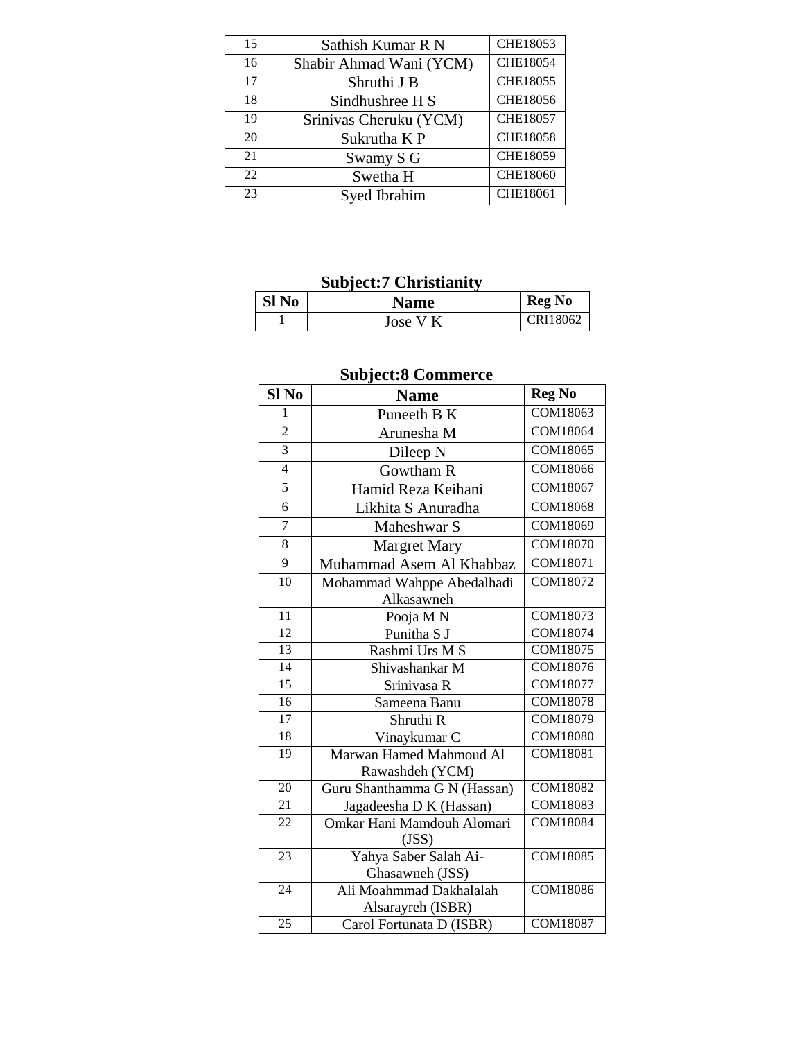| 15 | Sathish Kumar R N | CHE18053 |
|---|---|---|
| 16 | Shabir Ahmad Wani (YCM) | CHE18054 |
| 17 | Shruthi J B | CHE18055 |
| 18 | Sindhushree H S | CHE18056 |
| 19 | Srinivas Cheruku (YCM) | CHE18057 |
| 20 | Sukrutha K P | CHE18058 |
| 21 | Swamy S G | CHE18059 |
| 22 | Swetha H | CHE18060 |
| 23 | Syed Ibrahim | CHE18061 |

## Subject:7 Christianity

| Sl No | Name | Reg No |
|---|---|---|
| 1 | Jose V K | CRI18062 |

## Subject:8 Commerce

| Sl No | Name | Reg No |
|---|---|---|
| 1 | Puneeth B K | COM18063 |
| 2 | Arunesha M | COM18064 |
| 3 | Dileep N | COM18065 |
| 4 | Gowtham R | COM18066 |
| 5 | Hamid Reza Keihani | COM18067 |
| 6 | Likhita S Anuradha | COM18068 |
| 7 | Maheshwar S | COM18069 |
| 8 | Margret Mary | COM18070 |
| 9 | Muhammad Asem Al Khabbaz | COM18071 |
| 10 | Mohammad Wahppe Abedalhadi Alkasawneh | COM18072 |
| 11 | Pooja M N | COM18073 |
| 12 | Punitha S J | COM18074 |
| 13 | Rashmi Urs M S | COM18075 |
| 14 | Shivashankar M | COM18076 |
| 15 | Srinivasa R | COM18077 |
| 16 | Sameena Banu | COM18078 |
| 17 | Shruthi R | COM18079 |
| 18 | Vinaykumar C | COM18080 |
| 19 | Marwan Hamed Mahmoud Al Rawashdeh (YCM) | COM18081 |
| 20 | Guru Shanthamma G N (Hassan) | COM18082 |
| 21 | Jagadeesha D K (Hassan) | COM18083 |
| 22 | Omkar Hani Mamdouh Alomari (JSS) | COM18084 |
| 23 | Yahya Saber Salah Ai-Ghasawneh (JSS) | COM18085 |
| 24 | Ali Moahmmad Dakhalalah Alsarayreh (ISBR) | COM18086 |
| 25 | Carol Fortunata D (ISBR) | COM18087 |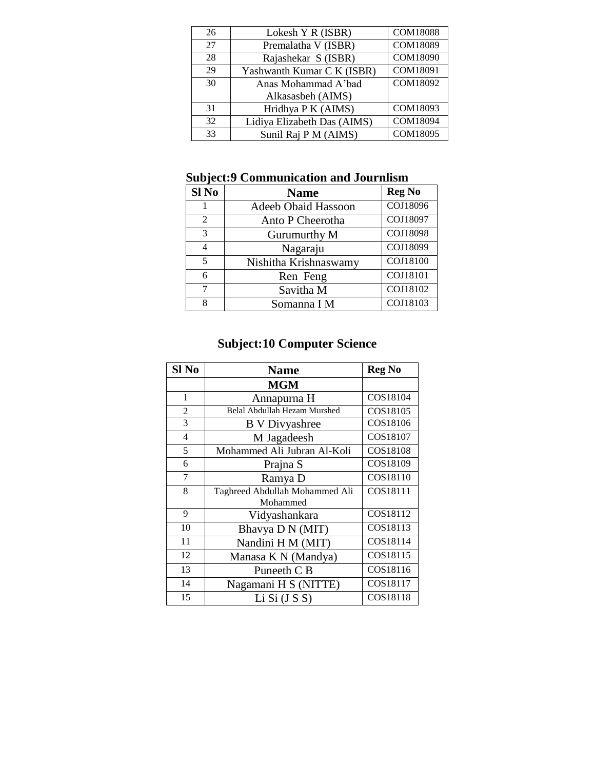| | | |
|---|---|---|
| 26 | Lokesh Y R (ISBR) | COM18088 |
| 27 | Premalatha V (ISBR) | COM18089 |
| 28 | Rajashekar S (ISBR) | COM18090 |
| 29 | Yashwanth Kumar C K (ISBR) | COM18091 |
| 30 | Anas Mohammad A'bad Alkasasbeh (AIMS) | COM18092 |
| 31 | Hridhya P K (AIMS) | COM18093 |
| 32 | Lidiya Elizabeth Das (AIMS) | COM18094 |
| 33 | Sunil Raj P M (AIMS) | COM18095 |

## Subject:9 Communication and Journlism

| Sl No | Name | Reg No |
|---|---|---|
| 1 | Adeeb Obaid Hassoon | COJ18096 |
| 2 | Anto P Cheerotha | COJ18097 |
| 3 | Gurumurthy M | COJ18098 |
| 4 | Nagaraju | COJ18099 |
| 5 | Nishitha Krishnaswamy | COJ18100 |
| 6 | Ren Feng | COJ18101 |
| 7 | Savitha M | COJ18102 |
| 8 | Somanna I M | COJ18103 |

## Subject:10 Computer Science

| Sl No | Name | Reg No |
|---|---|---|
| | **MGM** | |
| 1 | Annapurna H | COS18104 |
| 2 | Belal Abdullah Hezam Murshed | COS18105 |
| 3 | B V Divyashree | COS18106 |
| 4 | M Jagadeesh | COS18107 |
| 5 | Mohammed Ali Jubran Al-Koli | COS18108 |
| 6 | Prajna S | COS18109 |
| 7 | Ramya D | COS18110 |
| 8 | Taghreed Abdullah Mohammed Ali Mohammed | COS18111 |
| 9 | Vidyashankara | COS18112 |
| 10 | Bhavya D N (MIT) | COS18113 |
| 11 | Nandini H M (MIT) | COS18114 |
| 12 | Manasa K N (Mandya) | COS18115 |
| 13 | Puneeth C B | COS18116 |
| 14 | Nagamani H S (NITTE) | COS18117 |
| 15 | Li Si (J S S) | COS18118 |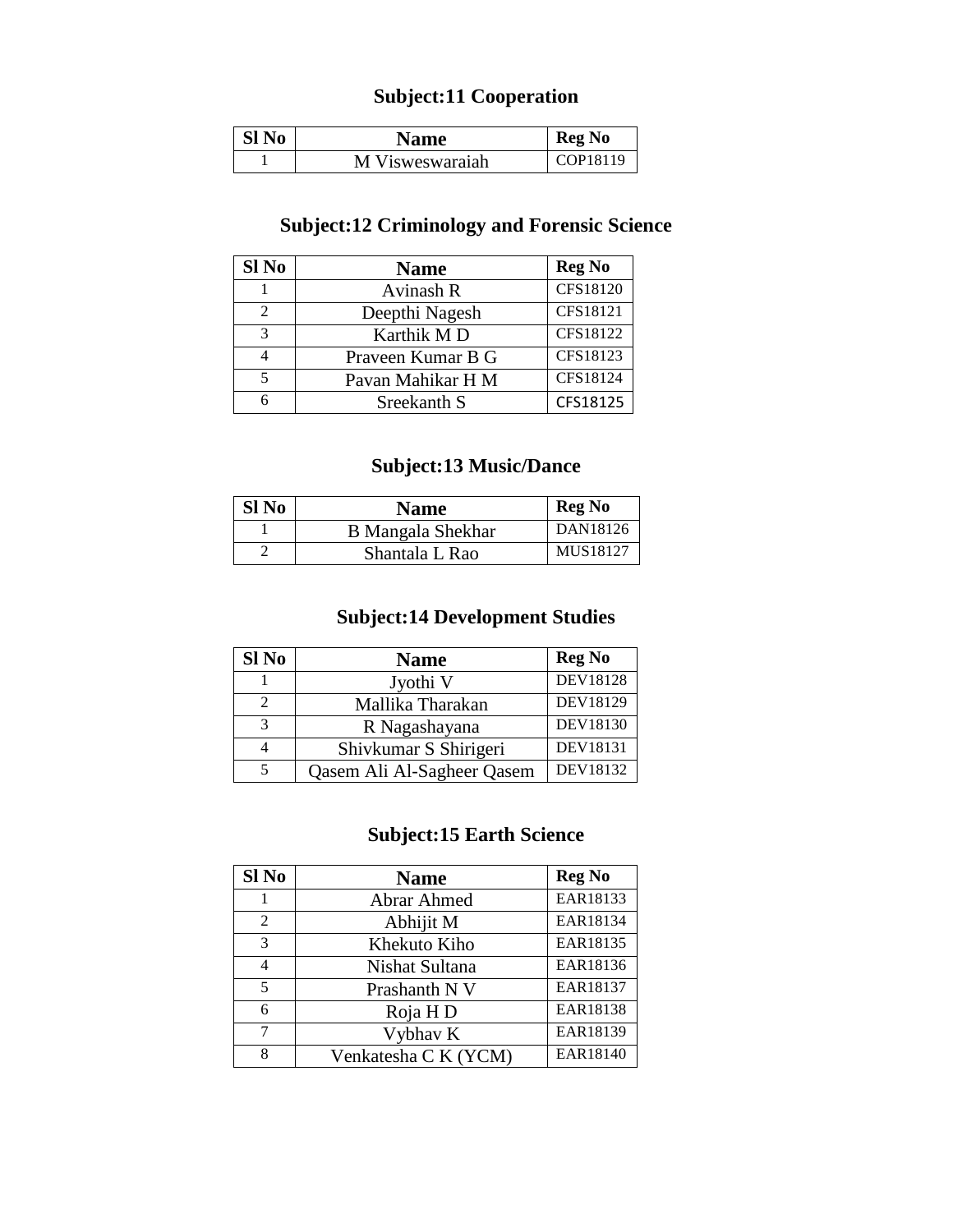## Subject:11 Cooperation

| Sl No | Name | Reg No |
|---|---|---|
| 1 | M Visweswaraiah | COP18119 |

## Subject:12 Criminology and Forensic Science

| Sl No | Name | Reg No |
|---|---|---|
| 1 | Avinash R | CFS18120 |
| 2 | Deepthi Nagesh | CFS18121 |
| 3 | Karthik M D | CFS18122 |
| 4 | Praveen Kumar B G | CFS18123 |
| 5 | Pavan Mahikar H M | CFS18124 |
| 6 | Sreekanth S | CFS18125 |

## Subject:13 Music/Dance

| Sl No | Name | Reg No |
|---|---|---|
| 1 | B Mangala Shekhar | DAN18126 |
| 2 | Shantala L Rao | MUS18127 |

## Subject:14 Development Studies

| Sl No | Name | Reg No |
|---|---|---|
| 1 | Jyothi V | DEV18128 |
| 2 | Mallika Tharakan | DEV18129 |
| 3 | R Nagashayana | DEV18130 |
| 4 | Shivkumar S Shirigeri | DEV18131 |
| 5 | Qasem Ali Al-Sagheer Qasem | DEV18132 |

## Subject:15 Earth Science

| Sl No | Name | Reg No |
|---|---|---|
| 1 | Abrar Ahmed | EAR18133 |
| 2 | Abhijit M | EAR18134 |
| 3 | Khekuto Kiho | EAR18135 |
| 4 | Nishat Sultana | EAR18136 |
| 5 | Prashanth N V | EAR18137 |
| 6 | Roja H D | EAR18138 |
| 7 | Vybhav K | EAR18139 |
| 8 | Venkatesha C K (YCM) | EAR18140 |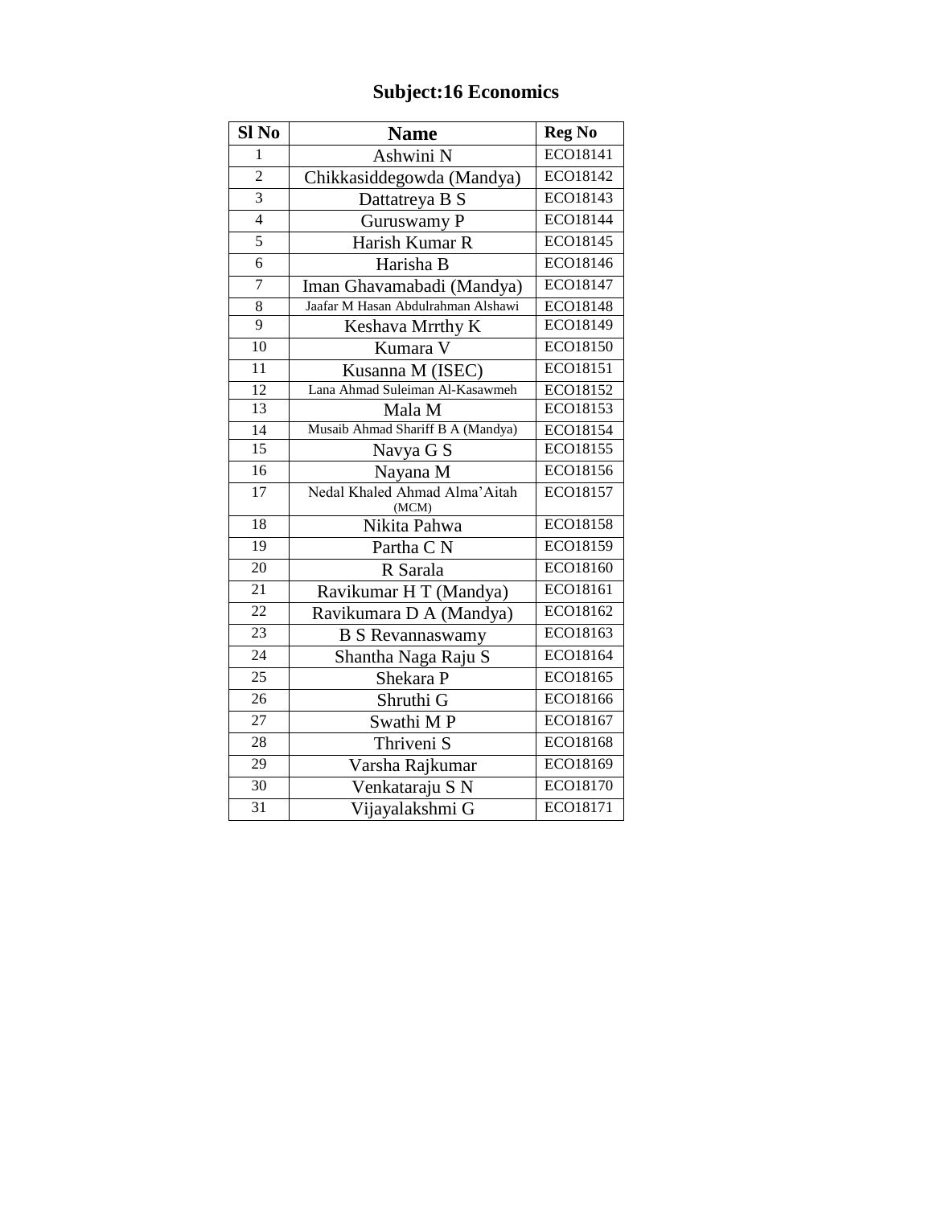# Subject:16 Economics

| Sl No | Name | Reg No |
|---|---|---|
| 1 | Ashwini N | ECO18141 |
| 2 | Chikkasiddegowda (Mandya) | ECO18142 |
| 3 | Dattatreya B S | ECO18143 |
| 4 | Guruswamy P | ECO18144 |
| 5 | Harish Kumar R | ECO18145 |
| 6 | Harisha B | ECO18146 |
| 7 | Iman Ghavamabadi (Mandya) | ECO18147 |
| 8 | Jaafar M Hasan Abdulrahman Alshawi | ECO18148 |
| 9 | Keshava Mrrthy K | ECO18149 |
| 10 | Kumara V | ECO18150 |
| 11 | Kusanna M (ISEC) | ECO18151 |
| 12 | Lana Ahmad Suleiman Al-Kasawmeh | ECO18152 |
| 13 | Mala M | ECO18153 |
| 14 | Musaib Ahmad Shariff B A (Mandya) | ECO18154 |
| 15 | Navya G S | ECO18155 |
| 16 | Nayana M | ECO18156 |
| 17 | Nedal Khaled Ahmad Alma'Aitah (MCM) | ECO18157 |
| 18 | Nikita Pahwa | ECO18158 |
| 19 | Partha C N | ECO18159 |
| 20 | R Sarala | ECO18160 |
| 21 | Ravikumar H T (Mandya) | ECO18161 |
| 22 | Ravikumara D A (Mandya) | ECO18162 |
| 23 | B S Revannaswamy | ECO18163 |
| 24 | Shantha Naga Raju S | ECO18164 |
| 25 | Shekara P | ECO18165 |
| 26 | Shruthi G | ECO18166 |
| 27 | Swathi M P | ECO18167 |
| 28 | Thriveni S | ECO18168 |
| 29 | Varsha Rajkumar | ECO18169 |
| 30 | Venkataraju S N | ECO18170 |
| 31 | Vijayalakshmi G | ECO18171 |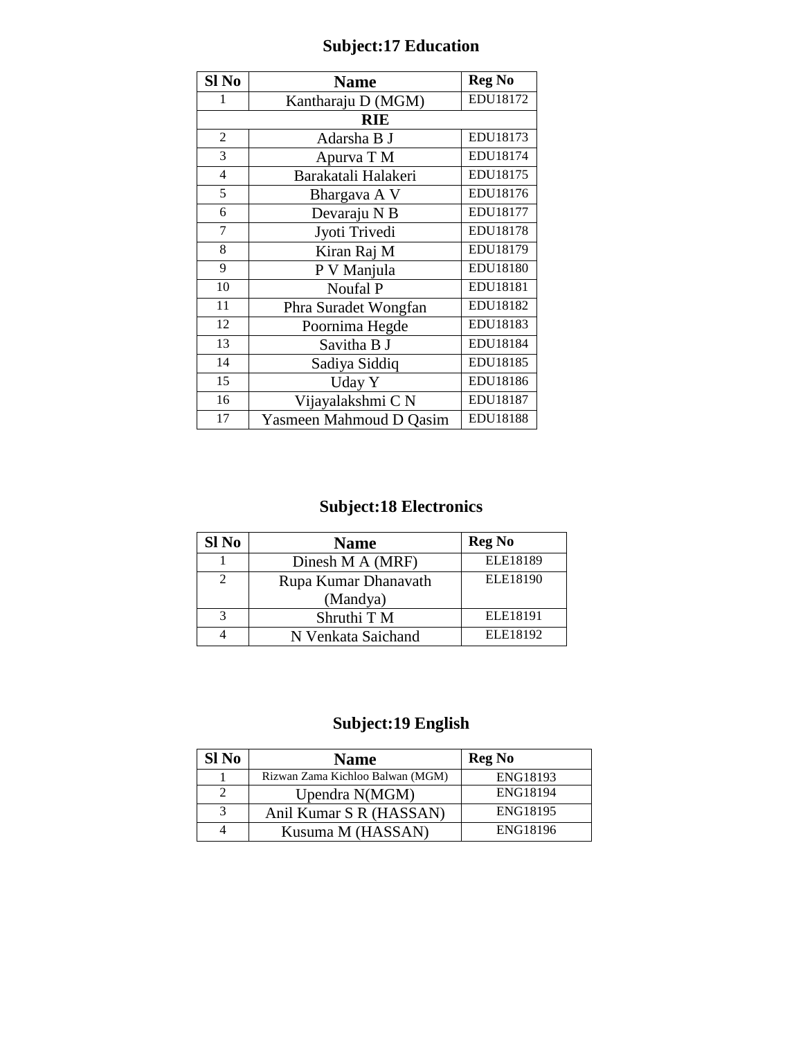## Subject:17 Education

| Sl No | Name | Reg No |
|---|---|---|
| 1 | Kantharaju D (MGM) | EDU18172 |
| **RIE** | | |
| 2 | Adarsha B J | EDU18173 |
| 3 | Apurva T M | EDU18174 |
| 4 | Barakatali Halakeri | EDU18175 |
| 5 | Bhargava A V | EDU18176 |
| 6 | Devaraju N B | EDU18177 |
| 7 | Jyoti Trivedi | EDU18178 |
| 8 | Kiran Raj M | EDU18179 |
| 9 | P V Manjula | EDU18180 |
| 10 | Noufal P | EDU18181 |
| 11 | Phra Suradet Wongfan | EDU18182 |
| 12 | Poornima Hegde | EDU18183 |
| 13 | Savitha B J | EDU18184 |
| 14 | Sadiya Siddiq | EDU18185 |
| 15 | Uday Y | EDU18186 |
| 16 | Vijayalakshmi C N | EDU18187 |
| 17 | Yasmeen Mahmoud D Qasim | EDU18188 |

## Subject:18 Electronics

| Sl No | Name | Reg No |
|---|---|---|
| 1 | Dinesh M A (MRF) | ELE18189 |
| 2 | Rupa Kumar Dhanavath (Mandya) | ELE18190 |
| 3 | Shruthi T M | ELE18191 |
| 4 | N Venkata Saichand | ELE18192 |

## Subject:19 English

| Sl No | Name | Reg No |
|---|---|---|
| 1 | Rizwan Zama Kichloo Balwan (MGM) | ENG18193 |
| 2 | Upendra N(MGM) | ENG18194 |
| 3 | Anil Kumar S R (HASSAN) | ENG18195 |
| 4 | Kusuma M (HASSAN) | ENG18196 |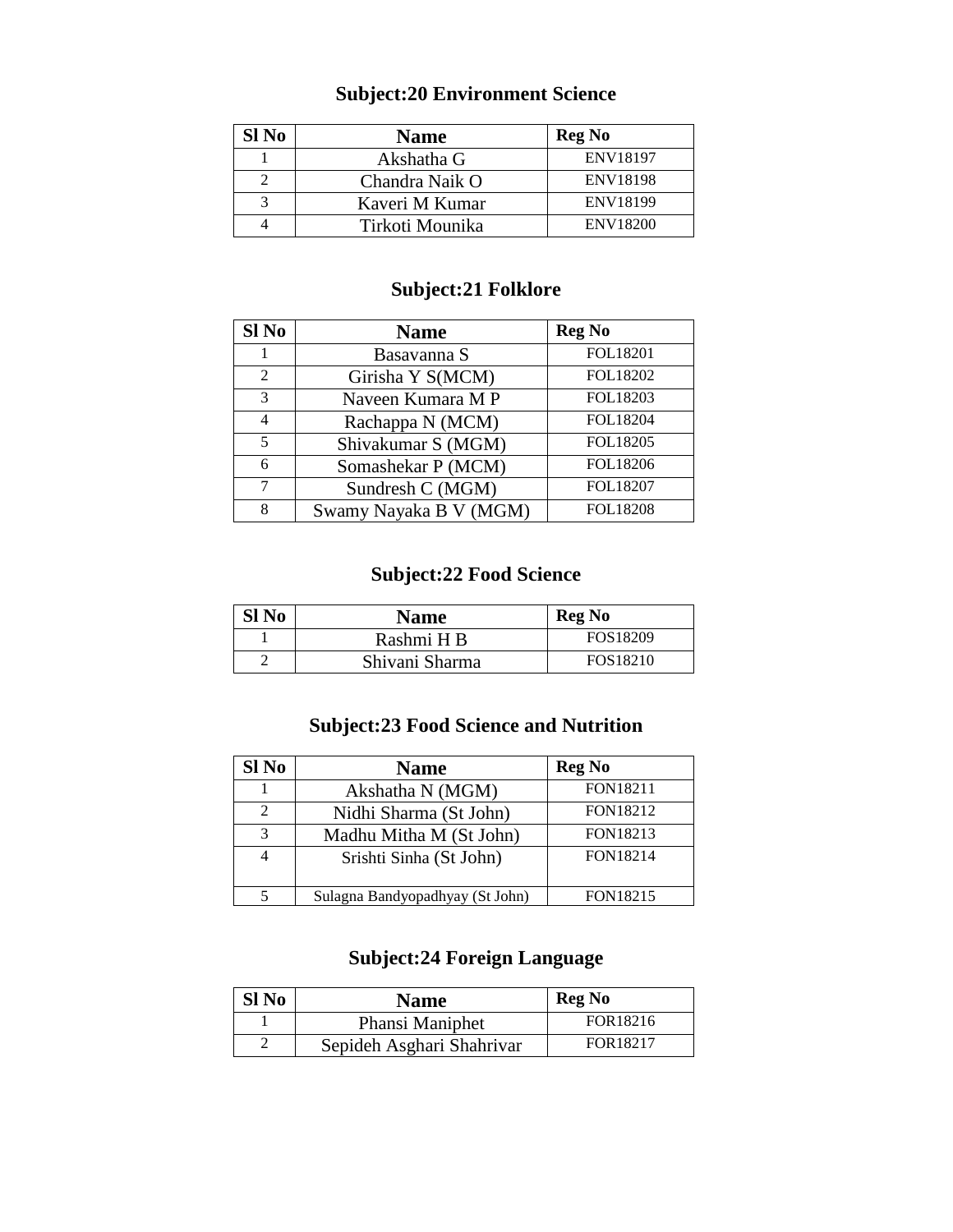## Subject:20 Environment Science

| Sl No | Name | Reg No |
| --- | --- | --- |
| 1 | Akshatha G | ENV18197 |
| 2 | Chandra Naik O | ENV18198 |
| 3 | Kaveri M Kumar | ENV18199 |
| 4 | Tirkoti Mounika | ENV18200 |

## Subject:21 Folklore

| Sl No | Name | Reg No |
| --- | --- | --- |
| 1 | Basavanna S | FOL18201 |
| 2 | Girisha Y S(MCM) | FOL18202 |
| 3 | Naveen Kumara M P | FOL18203 |
| 4 | Rachappa N (MCM) | FOL18204 |
| 5 | Shivakumar S (MGM) | FOL18205 |
| 6 | Somashekar P (MCM) | FOL18206 |
| 7 | Sundresh C (MGM) | FOL18207 |
| 8 | Swamy Nayaka B V (MGM) | FOL18208 |

## Subject:22 Food Science

| Sl No | Name | Reg No |
| --- | --- | --- |
| 1 | Rashmi H B | FOS18209 |
| 2 | Shivani Sharma | FOS18210 |

## Subject:23 Food Science and Nutrition

| Sl No | Name | Reg No |
| --- | --- | --- |
| 1 | Akshatha N (MGM) | FON18211 |
| 2 | Nidhi Sharma (St John) | FON18212 |
| 3 | Madhu Mitha M (St John) | FON18213 |
| 4 | Srishti Sinha (St John) | FON18214 |
| 5 | Sulagna Bandyopadhyay (St John) | FON18215 |

## Subject:24 Foreign Language

| Sl No | Name | Reg No |
| --- | --- | --- |
| 1 | Phansi Maniphet | FOR18216 |
| 2 | Sepideh Asghari Shahrivar | FOR18217 |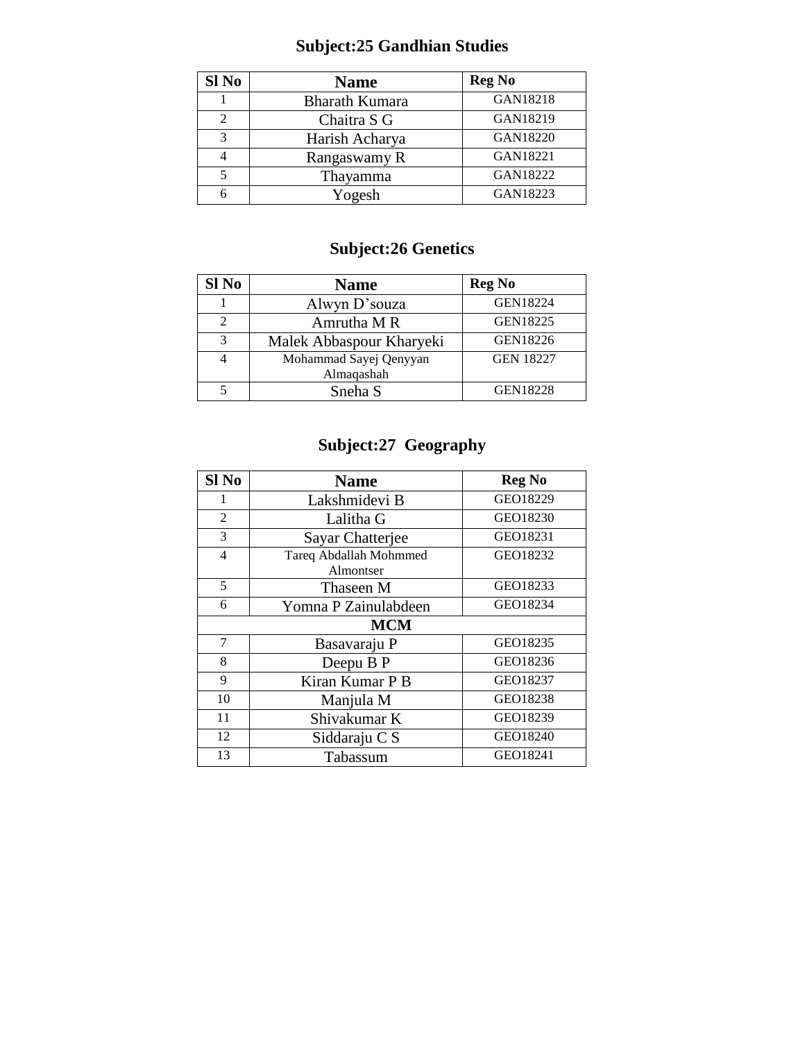## Subject:25 Gandhian Studies

| Sl No | Name | Reg No |
|---|---|---|
| 1 | Bharath Kumara | GAN18218 |
| 2 | Chaitra S G | GAN18219 |
| 3 | Harish Acharya | GAN18220 |
| 4 | Rangaswamy R | GAN18221 |
| 5 | Thayamma | GAN18222 |
| 6 | Yogesh | GAN18223 |

## Subject:26 Genetics

| Sl No | Name | Reg No |
|---|---|---|
| 1 | Alwyn D'souza | GEN18224 |
| 2 | Amrutha M R | GEN18225 |
| 3 | Malek Abbaspour Kharyeki | GEN18226 |
| 4 | Mohammad Sayej Qenyyan Almaqashah | GEN 18227 |
| 5 | Sneha S | GEN18228 |

## Subject:27 Geography

| Sl No | Name | Reg No |
|---|---|---|
| 1 | Lakshmidevi B | GEO18229 |
| 2 | Lalitha G | GEO18230 |
| 3 | Sayar Chatterjee | GEO18231 |
| 4 | Tareq Abdallah Mohmmed Almontser | GEO18232 |
| 5 | Thaseen M | GEO18233 |
| 6 | Yomna P Zainulabdeen | GEO18234 |
| **MCM** | | |
| 7 | Basavaraju P | GEO18235 |
| 8 | Deepu B P | GEO18236 |
| 9 | Kiran Kumar P B | GEO18237 |
| 10 | Manjula M | GEO18238 |
| 11 | Shivakumar K | GEO18239 |
| 12 | Siddaraju C S | GEO18240 |
| 13 | Tabassum | GEO18241 |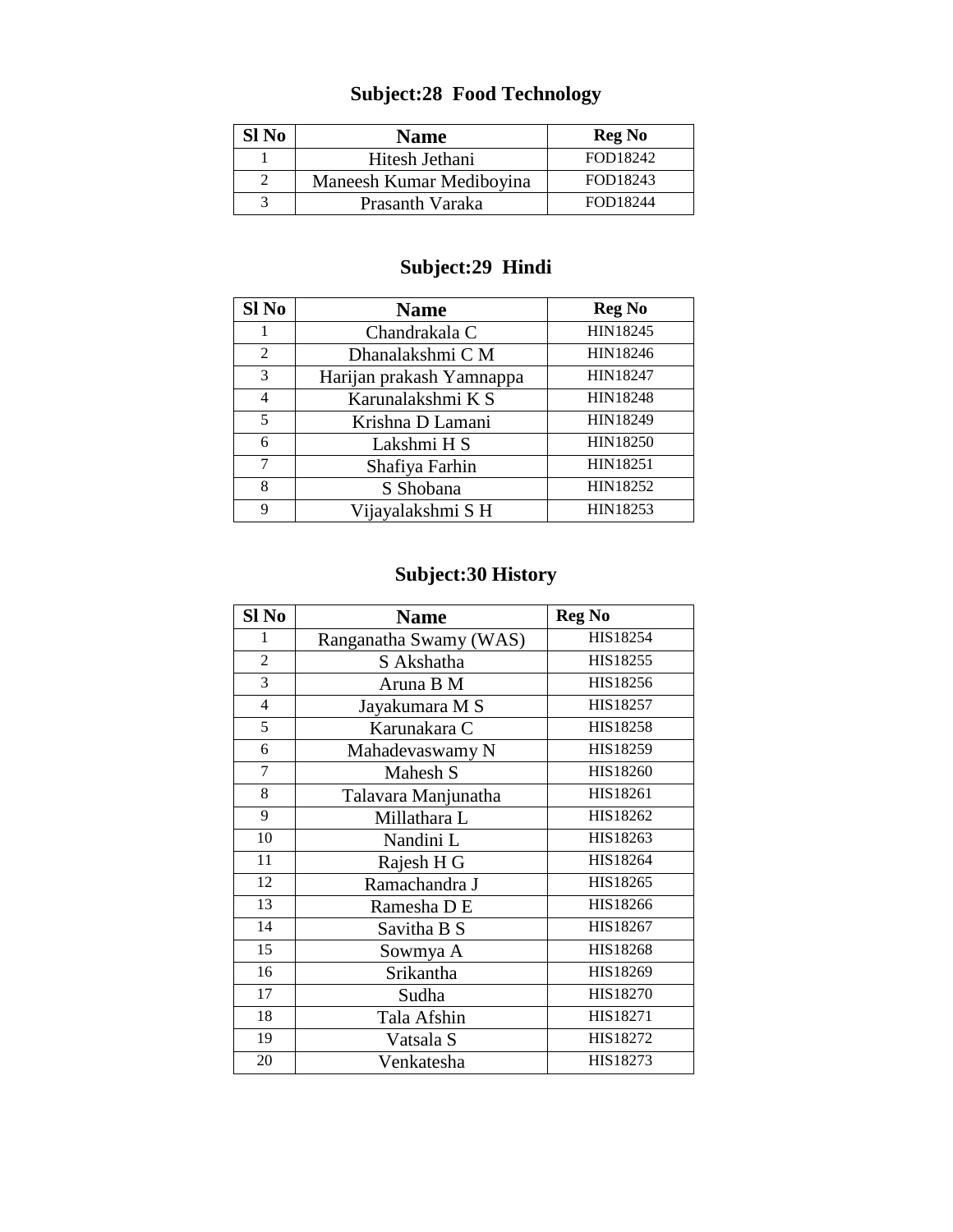## Subject:28 Food Technology

| Sl No | Name | Reg No |
|---|---|---|
| 1 | Hitesh Jethani | FOD18242 |
| 2 | Maneesh Kumar Mediboyina | FOD18243 |
| 3 | Prasanth Varaka | FOD18244 |

## Subject:29 Hindi

| Sl No | Name | Reg No |
|---|---|---|
| 1 | Chandrakala C | HIN18245 |
| 2 | Dhanalakshmi C M | HIN18246 |
| 3 | Harijan prakash Yamnappa | HIN18247 |
| 4 | Karunalakshmi K S | HIN18248 |
| 5 | Krishna D Lamani | HIN18249 |
| 6 | Lakshmi H S | HIN18250 |
| 7 | Shafiya Farhin | HIN18251 |
| 8 | S Shobana | HIN18252 |
| 9 | Vijayalakshmi S H | HIN18253 |

## Subject:30 History

| Sl No | Name | Reg No |
|---|---|---|
| 1 | Ranganatha Swamy (WAS) | HIS18254 |
| 2 | S Akshatha | HIS18255 |
| 3 | Aruna B M | HIS18256 |
| 4 | Jayakumara M S | HIS18257 |
| 5 | Karunakara C | HIS18258 |
| 6 | Mahadevaswamy N | HIS18259 |
| 7 | Mahesh S | HIS18260 |
| 8 | Talavara Manjunatha | HIS18261 |
| 9 | Millathara L | HIS18262 |
| 10 | Nandini L | HIS18263 |
| 11 | Rajesh H G | HIS18264 |
| 12 | Ramachandra J | HIS18265 |
| 13 | Ramesha D E | HIS18266 |
| 14 | Savitha B S | HIS18267 |
| 15 | Sowmya A | HIS18268 |
| 16 | Srikantha | HIS18269 |
| 17 | Sudha | HIS18270 |
| 18 | Tala Afshin | HIS18271 |
| 19 | Vatsala S | HIS18272 |
| 20 | Venkatesha | HIS18273 |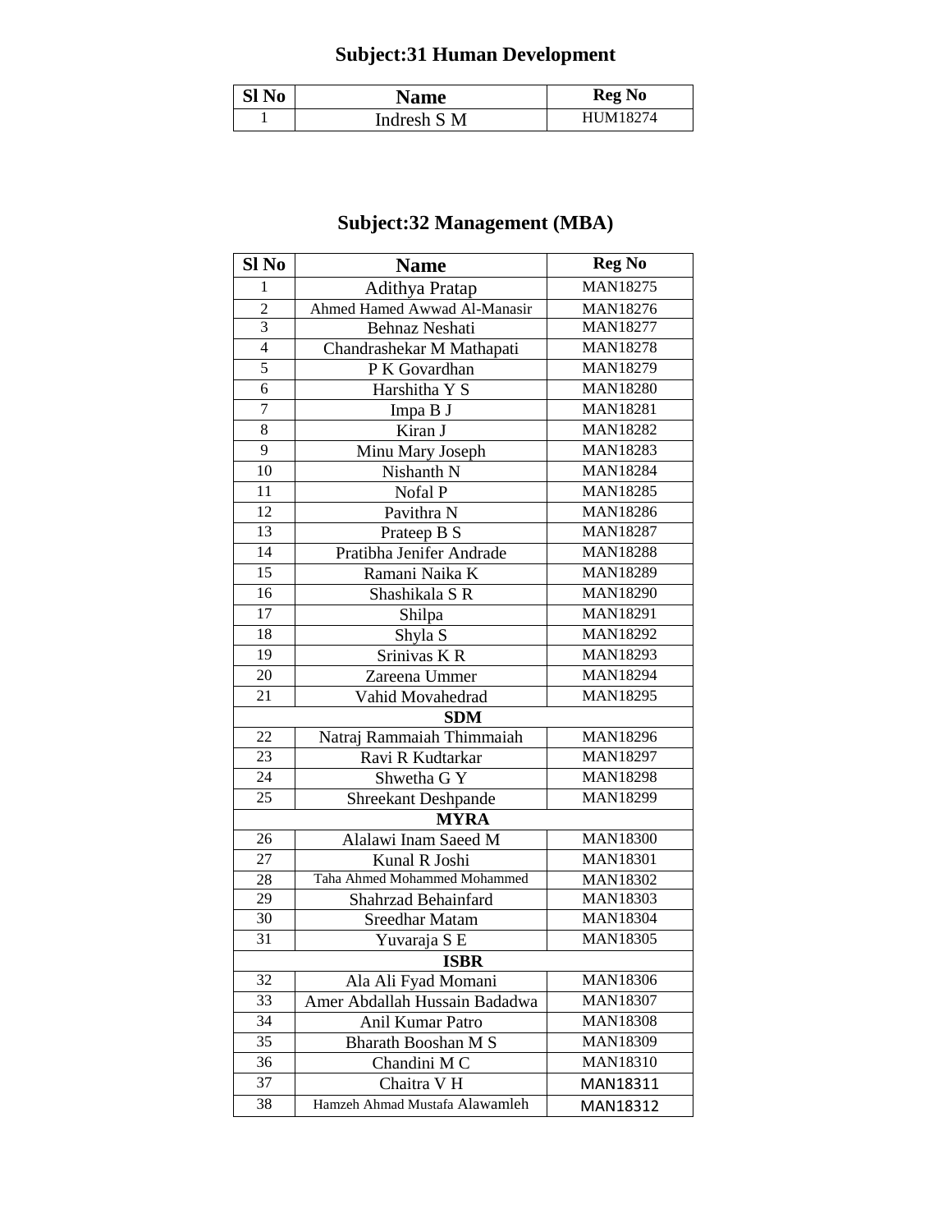## Subject:31 Human Development

| Sl No | Name | Reg No |
|---|---|---|
| 1 | Indresh S M | HUM18274 |

## Subject:32 Management (MBA)

| Sl No | Name | Reg No |
|---|---|---|
| 1 | Adithya Pratap | MAN18275 |
| 2 | Ahmed Hamed Awwad Al-Manasir | MAN18276 |
| 3 | Behnaz Neshati | MAN18277 |
| 4 | Chandrashekar M Mathapati | MAN18278 |
| 5 | P K Govardhan | MAN18279 |
| 6 | Harshitha Y S | MAN18280 |
| 7 | Impa B J | MAN18281 |
| 8 | Kiran J | MAN18282 |
| 9 | Minu Mary Joseph | MAN18283 |
| 10 | Nishanth N | MAN18284 |
| 11 | Nofal P | MAN18285 |
| 12 | Pavithra N | MAN18286 |
| 13 | Prateep B S | MAN18287 |
| 14 | Pratibha Jenifer Andrade | MAN18288 |
| 15 | Ramani Naika K | MAN18289 |
| 16 | Shashikala S R | MAN18290 |
| 17 | Shilpa | MAN18291 |
| 18 | Shyla S | MAN18292 |
| 19 | Srinivas K R | MAN18293 |
| 20 | Zareena Ummer | MAN18294 |
| 21 | Vahid Movahedrad | MAN18295 |
| **SDM** | | |
| 22 | Natraj Rammaiah Thimmaiah | MAN18296 |
| 23 | Ravi R Kudtarkar | MAN18297 |
| 24 | Shwetha G Y | MAN18298 |
| 25 | Shreekant Deshpande | MAN18299 |
| **MYRA** | | |
| 26 | Alalawi Inam Saeed M | MAN18300 |
| 27 | Kunal R Joshi | MAN18301 |
| 28 | Taha Ahmed Mohammed Mohammed | MAN18302 |
| 29 | Shahrzad Behainfard | MAN18303 |
| 30 | Sreedhar Matam | MAN18304 |
| 31 | Yuvaraja S E | MAN18305 |
| **ISBR** | | |
| 32 | Ala Ali Fyad Momani | MAN18306 |
| 33 | Amer Abdallah Hussain Badadwa | MAN18307 |
| 34 | Anil Kumar Patro | MAN18308 |
| 35 | Bharath Booshan M S | MAN18309 |
| 36 | Chandini M C | MAN18310 |
| 37 | Chaitra V H | MAN18311 |
| 38 | Hamzeh Ahmad Mustafa Alawamleh | MAN18312 |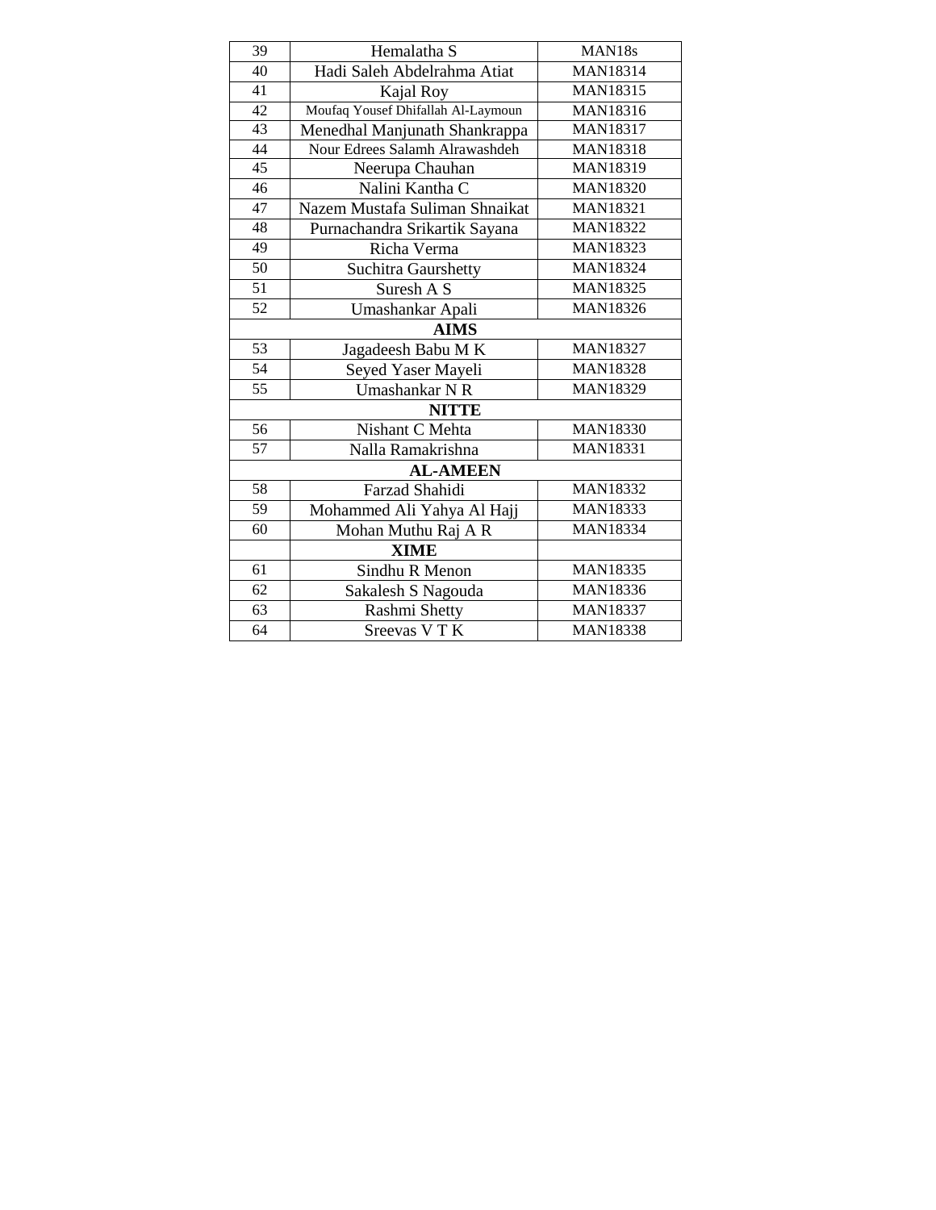| | | |
|---|---|---|
| 39 | Hemalatha S | MAN18s |
| 40 | Hadi Saleh Abdelrahma Atiat | MAN18314 |
| 41 | Kajal Roy | MAN18315 |
| 42 | Moufaq Yousef Dhifallah Al-Laymoun | MAN18316 |
| 43 | Menedhal Manjunath Shankrappa | MAN18317 |
| 44 | Nour Edrees Salamh Alrawashdeh | MAN18318 |
| 45 | Neerupa Chauhan | MAN18319 |
| 46 | Nalini Kantha C | MAN18320 |
| 47 | Nazem Mustafa Suliman Shnaikat | MAN18321 |
| 48 | Purnachandra Srikartik Sayana | MAN18322 |
| 49 | Richa Verma | MAN18323 |
| 50 | Suchitra Gaurshetty | MAN18324 |
| 51 | Suresh A S | MAN18325 |
| 52 | Umashankar Apali | MAN18326 |
| | **AIMS** | |
| 53 | Jagadeesh Babu M K | MAN18327 |
| 54 | Seyed Yaser Mayeli | MAN18328 |
| 55 | Umashankar N R | MAN18329 |
| | **NITTE** | |
| 56 | Nishant C Mehta | MAN18330 |
| 57 | Nalla Ramakrishna | MAN18331 |
| | **AL-AMEEN** | |
| 58 | Farzad Shahidi | MAN18332 |
| 59 | Mohammed Ali Yahya Al Hajj | MAN18333 |
| 60 | Mohan Muthu Raj A R | MAN18334 |
| | **XIME** | |
| 61 | Sindhu R Menon | MAN18335 |
| 62 | Sakalesh S Nagouda | MAN18336 |
| 63 | Rashmi Shetty | MAN18337 |
| 64 | Sreevas V T K | MAN18338 |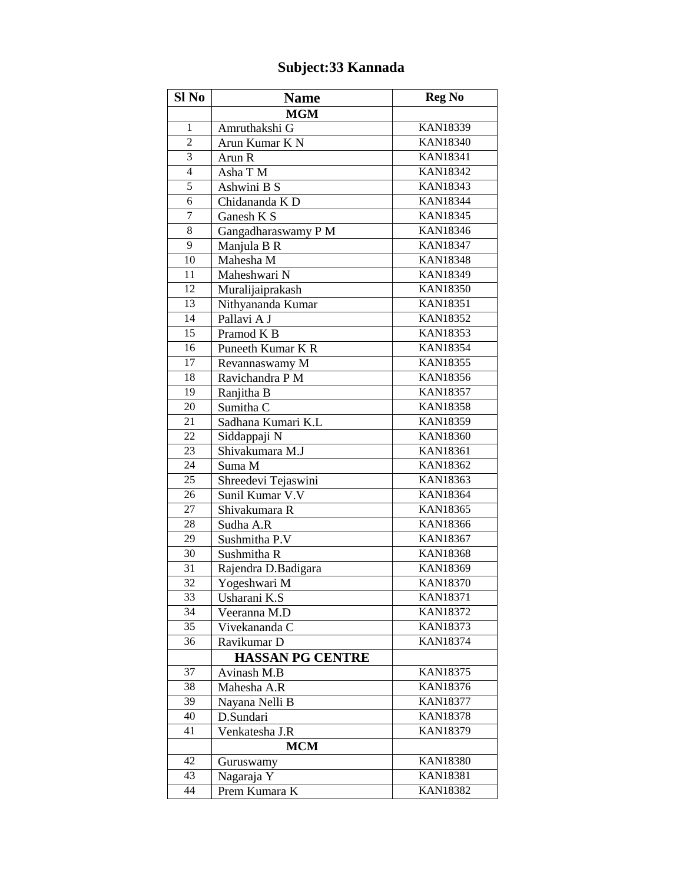# Subject:33 Kannada

| Sl No | Name | Reg No |
|---|---|---|
| | **MGM** | |
| 1 | Amruthakshi G | KAN18339 |
| 2 | Arun Kumar K N | KAN18340 |
| 3 | Arun R | KAN18341 |
| 4 | Asha T M | KAN18342 |
| 5 | Ashwini B S | KAN18343 |
| 6 | Chidananda K D | KAN18344 |
| 7 | Ganesh K S | KAN18345 |
| 8 | Gangadharaswamy P M | KAN18346 |
| 9 | Manjula B R | KAN18347 |
| 10 | Mahesha M | KAN18348 |
| 11 | Maheshwari N | KAN18349 |
| 12 | Muralijaiprakash | KAN18350 |
| 13 | Nithyananda Kumar | KAN18351 |
| 14 | Pallavi A J | KAN18352 |
| 15 | Pramod K B | KAN18353 |
| 16 | Puneeth Kumar K R | KAN18354 |
| 17 | Revannaswamy M | KAN18355 |
| 18 | Ravichandra P M | KAN18356 |
| 19 | Ranjitha B | KAN18357 |
| 20 | Sumitha C | KAN18358 |
| 21 | Sadhana Kumari K.L | KAN18359 |
| 22 | Siddappaji N | KAN18360 |
| 23 | Shivakumara M.J | KAN18361 |
| 24 | Suma M | KAN18362 |
| 25 | Shreedevi Tejaswini | KAN18363 |
| 26 | Sunil Kumar V.V | KAN18364 |
| 27 | Shivakumara R | KAN18365 |
| 28 | Sudha A.R | KAN18366 |
| 29 | Sushmitha P.V | KAN18367 |
| 30 | Sushmitha R | KAN18368 |
| 31 | Rajendra D.Badigara | KAN18369 |
| 32 | Yogeshwari M | KAN18370 |
| 33 | Usharani K.S | KAN18371 |
| 34 | Veeranna M.D | KAN18372 |
| 35 | Vivekananda C | KAN18373 |
| 36 | Ravikumar D | KAN18374 |
| | **HASSAN PG CENTRE** | |
| 37 | Avinash M.B | KAN18375 |
| 38 | Mahesha A.R | KAN18376 |
| 39 | Nayana Nelli B | KAN18377 |
| 40 | D.Sundari | KAN18378 |
| 41 | Venkatesha J.R | KAN18379 |
| | **MCM** | |
| 42 | Guruswamy | KAN18380 |
| 43 | Nagaraja Y | KAN18381 |
| 44 | Prem Kumara K | KAN18382 |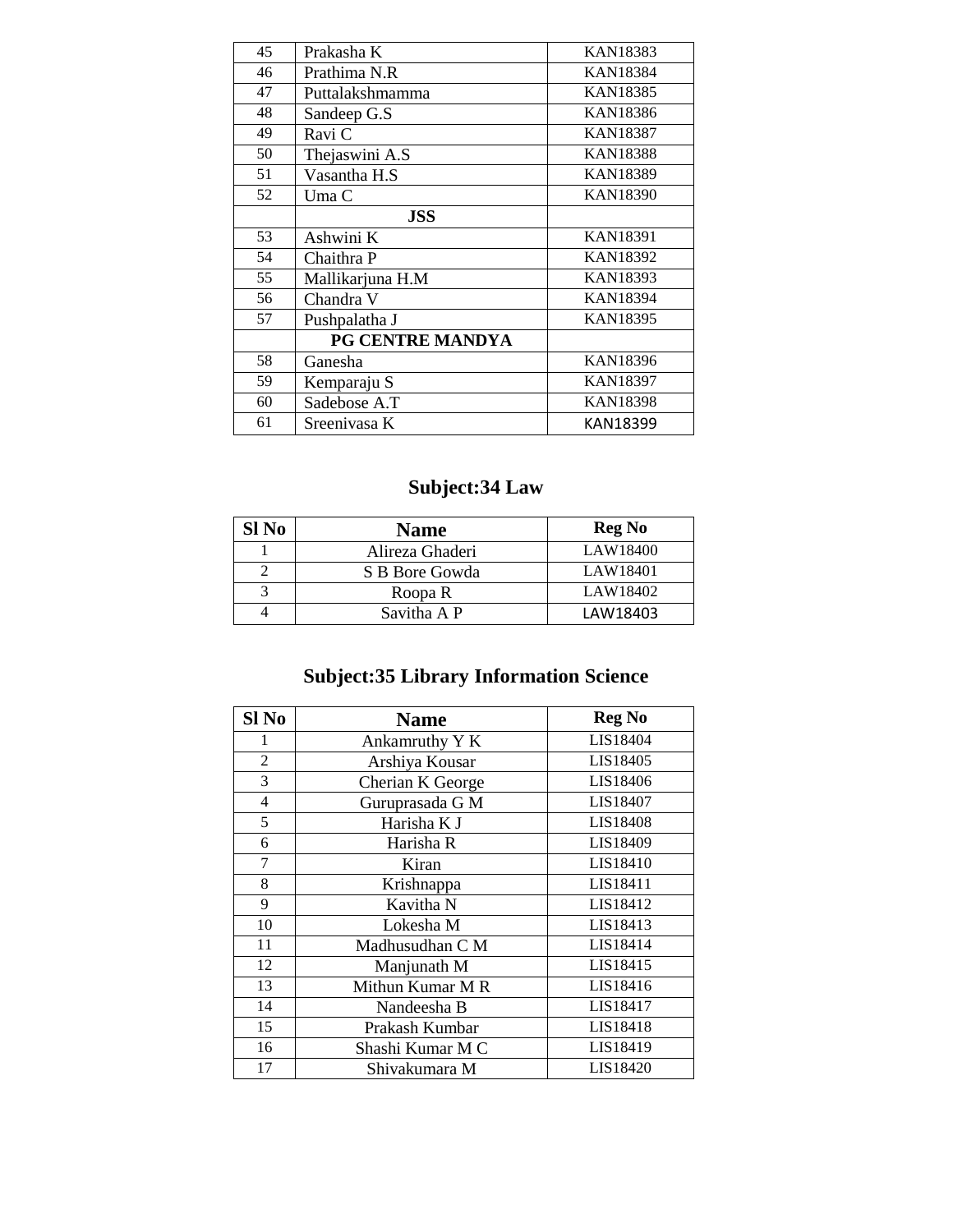| | | |
|---|---|---|
| 45 | Prakasha K | KAN18383 |
| 46 | Prathima N.R | KAN18384 |
| 47 | Puttalakshmamma | KAN18385 |
| 48 | Sandeep G.S | KAN18386 |
| 49 | Ravi C | KAN18387 |
| 50 | Thejaswini A.S | KAN18388 |
| 51 | Vasantha H.S | KAN18389 |
| 52 | Uma C | KAN18390 |
| | **JSS** | |
| 53 | Ashwini K | KAN18391 |
| 54 | Chaithra P | KAN18392 |
| 55 | Mallikarjuna H.M | KAN18393 |
| 56 | Chandra V | KAN18394 |
| 57 | Pushpalatha J | KAN18395 |
| | **PG CENTRE MANDYA** | |
| 58 | Ganesha | KAN18396 |
| 59 | Kemparaju S | KAN18397 |
| 60 | Sadebose A.T | KAN18398 |
| 61 | Sreenivasa K | KAN18399 |

## Subject:34 Law

| Sl No | Name | Reg No |
|---|---|---|
| 1 | Alireza Ghaderi | LAW18400 |
| 2 | S B Bore Gowda | LAW18401 |
| 3 | Roopa R | LAW18402 |
| 4 | Savitha A P | LAW18403 |

## Subject:35 Library Information Science

| Sl No | Name | Reg No |
|---|---|---|
| 1 | Ankamruthy Y K | LIS18404 |
| 2 | Arshiya Kousar | LIS18405 |
| 3 | Cherian K George | LIS18406 |
| 4 | Guruprasada G M | LIS18407 |
| 5 | Harisha K J | LIS18408 |
| 6 | Harisha R | LIS18409 |
| 7 | Kiran | LIS18410 |
| 8 | Krishnappa | LIS18411 |
| 9 | Kavitha N | LIS18412 |
| 10 | Lokesha M | LIS18413 |
| 11 | Madhusudhan C M | LIS18414 |
| 12 | Manjunath M | LIS18415 |
| 13 | Mithun Kumar M R | LIS18416 |
| 14 | Nandeesha B | LIS18417 |
| 15 | Prakash Kumbar | LIS18418 |
| 16 | Shashi Kumar M C | LIS18419 |
| 17 | Shivakumara M | LIS18420 |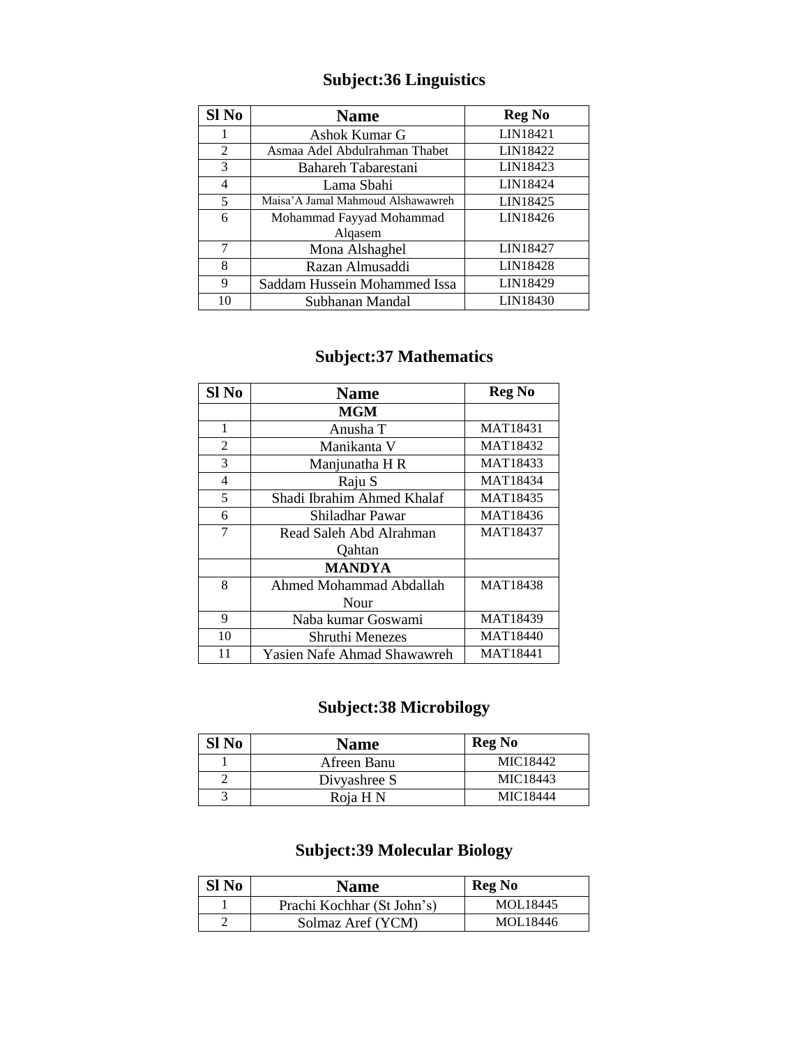## Subject:36 Linguistics

| Sl No | Name | Reg No |
|---|---|---|
| 1 | Ashok Kumar G | LIN18421 |
| 2 | Asmaa Adel Abdulrahman Thabet | LIN18422 |
| 3 | Bahareh Tabarestani | LIN18423 |
| 4 | Lama Sbahi | LIN18424 |
| 5 | Maisa'A Jamal Mahmoud Alshawawreh | LIN18425 |
| 6 | Mohammad Fayyad Mohammad Alqasem | LIN18426 |
| 7 | Mona Alshaghel | LIN18427 |
| 8 | Razan Almusaddi | LIN18428 |
| 9 | Saddam Hussein Mohammed Issa | LIN18429 |
| 10 | Subhanan Mandal | LIN18430 |

## Subject:37 Mathematics

| Sl No | Name | Reg No |
|---|---|---|
| | **MGM** | |
| 1 | Anusha T | MAT18431 |
| 2 | Manikanta V | MAT18432 |
| 3 | Manjunatha H R | MAT18433 |
| 4 | Raju S | MAT18434 |
| 5 | Shadi Ibrahim Ahmed Khalaf | MAT18435 |
| 6 | Shiladhar Pawar | MAT18436 |
| 7 | Read Saleh Abd Alrahman Qahtan | MAT18437 |
| | **MANDYA** | |
| 8 | Ahmed Mohammad Abdallah Nour | MAT18438 |
| 9 | Naba kumar Goswami | MAT18439 |
| 10 | Shruthi Menezes | MAT18440 |
| 11 | Yasien Nafe Ahmad Shawawreh | MAT18441 |

## Subject:38 Microbilogy

| Sl No | Name | Reg No |
|---|---|---|
| 1 | Afreen Banu | MIC18442 |
| 2 | Divyashree S | MIC18443 |
| 3 | Roja H N | MIC18444 |

## Subject:39 Molecular Biology

| Sl No | Name | Reg No |
|---|---|---|
| 1 | Prachi Kochhar (St John's) | MOL18445 |
| 2 | Solmaz Aref (YCM) | MOL18446 |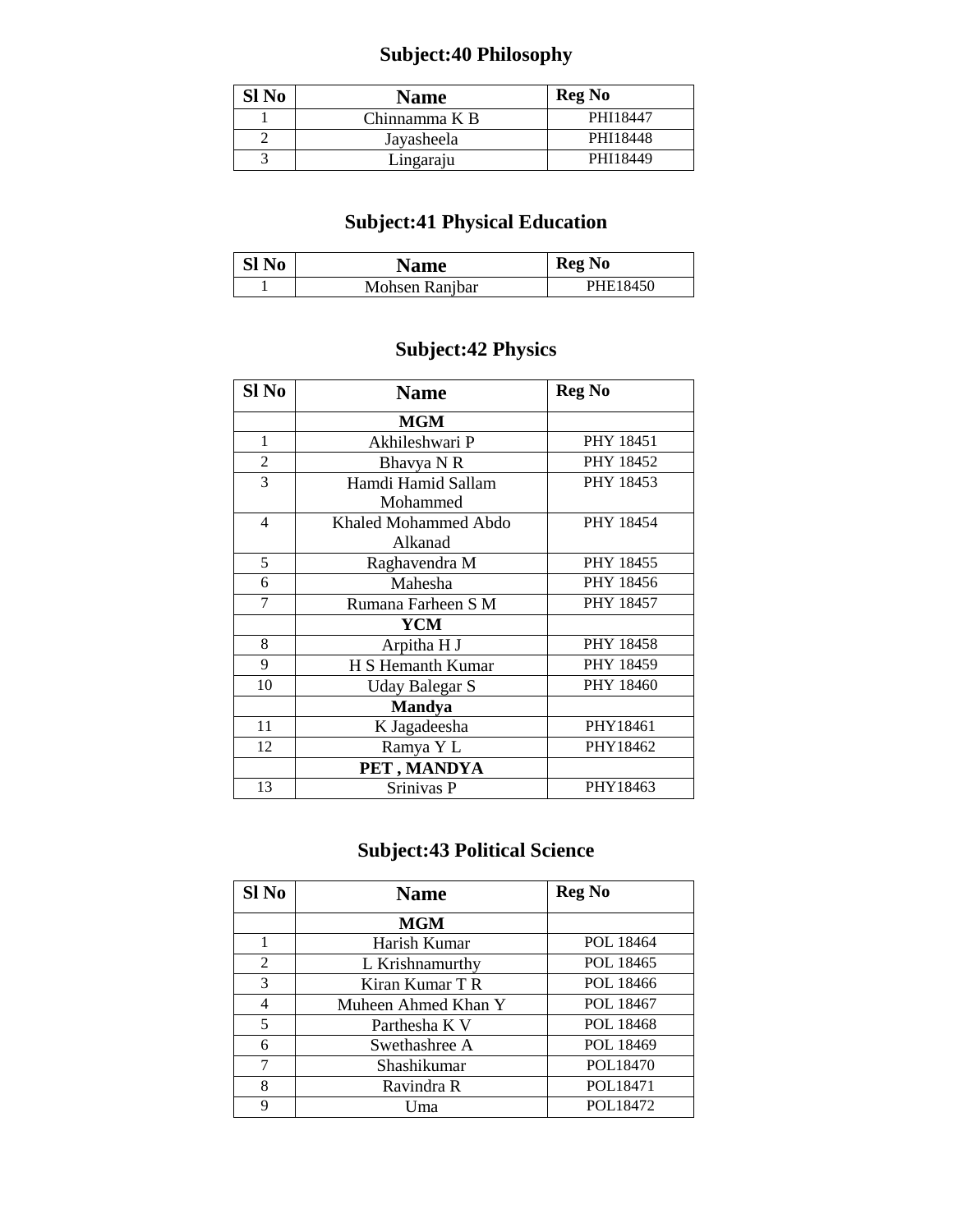## Subject:40 Philosophy

| Sl No | Name | Reg No |
|---|---|---|
| 1 | Chinnamma K B | PHI18447 |
| 2 | Jayasheela | PHI18448 |
| 3 | Lingaraju | PHI18449 |

## Subject:41 Physical Education

| Sl No | Name | Reg No |
|---|---|---|
| 1 | Mohsen Ranjbar | PHE18450 |

## Subject:42 Physics

| Sl No | Name | Reg No |
|---|---|---|
| | **MGM** | |
| 1 | Akhileshwari P | PHY 18451 |
| 2 | Bhavya N R | PHY 18452 |
| 3 | Hamdi Hamid Sallam Mohammed | PHY 18453 |
| 4 | Khaled Mohammed Abdo Alkanad | PHY 18454 |
| 5 | Raghavendra M | PHY 18455 |
| 6 | Mahesha | PHY 18456 |
| 7 | Rumana Farheen S M | PHY 18457 |
| | **YCM** | |
| 8 | Arpitha H J | PHY 18458 |
| 9 | H S Hemanth Kumar | PHY 18459 |
| 10 | Uday Balegar S | PHY 18460 |
| | **Mandya** | |
| 11 | K Jagadeesha | PHY18461 |
| 12 | Ramya Y L | PHY18462 |
| | **PET , MANDYA** | |
| 13 | Srinivas P | PHY18463 |

## Subject:43 Political Science

| Sl No | Name | Reg No |
|---|---|---|
| | **MGM** | |
| 1 | Harish Kumar | POL 18464 |
| 2 | L Krishnamurthy | POL 18465 |
| 3 | Kiran Kumar T R | POL 18466 |
| 4 | Muheen Ahmed Khan Y | POL 18467 |
| 5 | Parthesha K V | POL 18468 |
| 6 | Swethashree A | POL 18469 |
| 7 | Shashikumar | POL18470 |
| 8 | Ravindra R | POL18471 |
| 9 | Uma | POL18472 |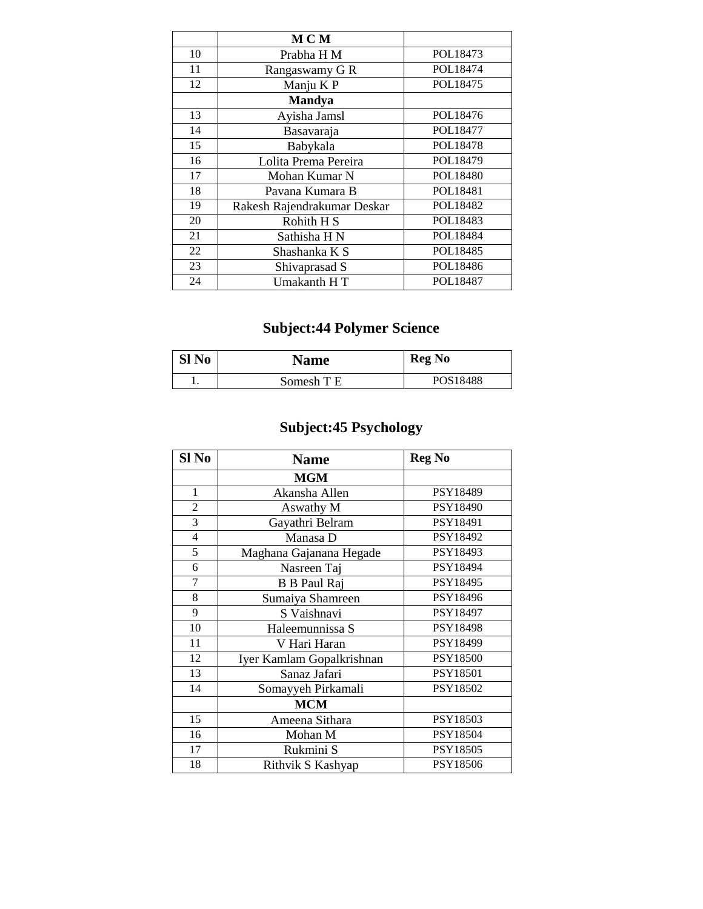| | M C M | |
|---|---|---|
| 10 | Prabha H M | POL18473 |
| 11 | Rangaswamy G R | POL18474 |
| 12 | Manju K P | POL18475 |
| | **Mandya** | |
| 13 | Ayisha Jamsl | POL18476 |
| 14 | Basavaraja | POL18477 |
| 15 | Babykala | POL18478 |
| 16 | Lolita Prema Pereira | POL18479 |
| 17 | Mohan Kumar N | POL18480 |
| 18 | Pavana Kumara B | POL18481 |
| 19 | Rakesh Rajendrakumar Deskar | POL18482 |
| 20 | Rohith H S | POL18483 |
| 21 | Sathisha H N | POL18484 |
| 22 | Shashanka K S | POL18485 |
| 23 | Shivaprasad S | POL18486 |
| 24 | Umakanth H T | POL18487 |

## Subject:44 Polymer Science

| Sl No | Name | Reg No |
|---|---|---|
| 1. | Somesh T E | POS18488 |

## Subject:45 Psychology

| Sl No | Name | Reg No |
|---|---|---|
| | **MGM** | |
| 1 | Akansha Allen | PSY18489 |
| 2 | Aswathy M | PSY18490 |
| 3 | Gayathri Belram | PSY18491 |
| 4 | Manasa D | PSY18492 |
| 5 | Maghana Gajanana Hegade | PSY18493 |
| 6 | Nasreen Taj | PSY18494 |
| 7 | B B Paul Raj | PSY18495 |
| 8 | Sumaiya Shamreen | PSY18496 |
| 9 | S Vaishnavi | PSY18497 |
| 10 | Haleemunnissa S | PSY18498 |
| 11 | V Hari Haran | PSY18499 |
| 12 | Iyer Kamlam Gopalkrishnan | PSY18500 |
| 13 | Sanaz Jafari | PSY18501 |
| 14 | Somayyeh Pirkamali | PSY18502 |
| | **MCM** | |
| 15 | Ameena Sithara | PSY18503 |
| 16 | Mohan M | PSY18504 |
| 17 | Rukmini S | PSY18505 |
| 18 | Rithvik S Kashyap | PSY18506 |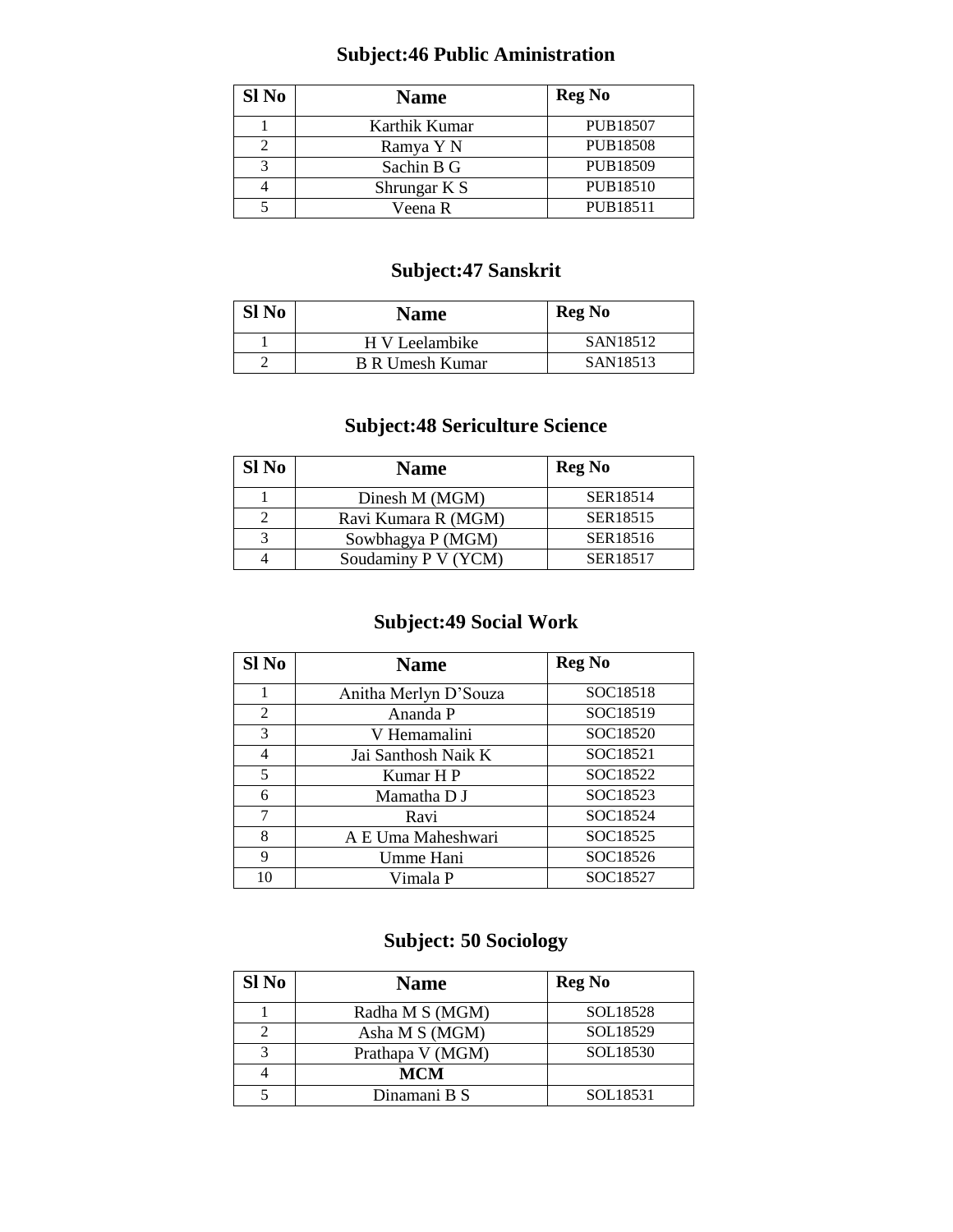## Subject:46 Public Aministration

| Sl No | Name | Reg No |
|---|---|---|
| 1 | Karthik Kumar | PUB18507 |
| 2 | Ramya Y N | PUB18508 |
| 3 | Sachin B G | PUB18509 |
| 4 | Shrungar K S | PUB18510 |
| 5 | Veena R | PUB18511 |

## Subject:47 Sanskrit

| Sl No | Name | Reg No |
|---|---|---|
| 1 | H V Leelambike | SAN18512 |
| 2 | B R Umesh Kumar | SAN18513 |

## Subject:48 Sericulture Science

| Sl No | Name | Reg No |
|---|---|---|
| 1 | Dinesh M (MGM) | SER18514 |
| 2 | Ravi Kumara R (MGM) | SER18515 |
| 3 | Sowbhagya P (MGM) | SER18516 |
| 4 | Soudaminy P V (YCM) | SER18517 |

## Subject:49 Social Work

| Sl No | Name | Reg No |
|---|---|---|
| 1 | Anitha Merlyn D'Souza | SOC18518 |
| 2 | Ananda P | SOC18519 |
| 3 | V Hemamalini | SOC18520 |
| 4 | Jai Santhosh Naik K | SOC18521 |
| 5 | Kumar H P | SOC18522 |
| 6 | Mamatha D J | SOC18523 |
| 7 | Ravi | SOC18524 |
| 8 | A E Uma Maheshwari | SOC18525 |
| 9 | Umme Hani | SOC18526 |
| 10 | Vimala P | SOC18527 |

## Subject: 50 Sociology

| Sl No | Name | Reg No |
|---|---|---|
| 1 | Radha M S (MGM) | SOL18528 |
| 2 | Asha M S (MGM) | SOL18529 |
| 3 | Prathapa V (MGM) | SOL18530 |
| 4 | **MCM** | |
| 5 | Dinamani B S | SOL18531 |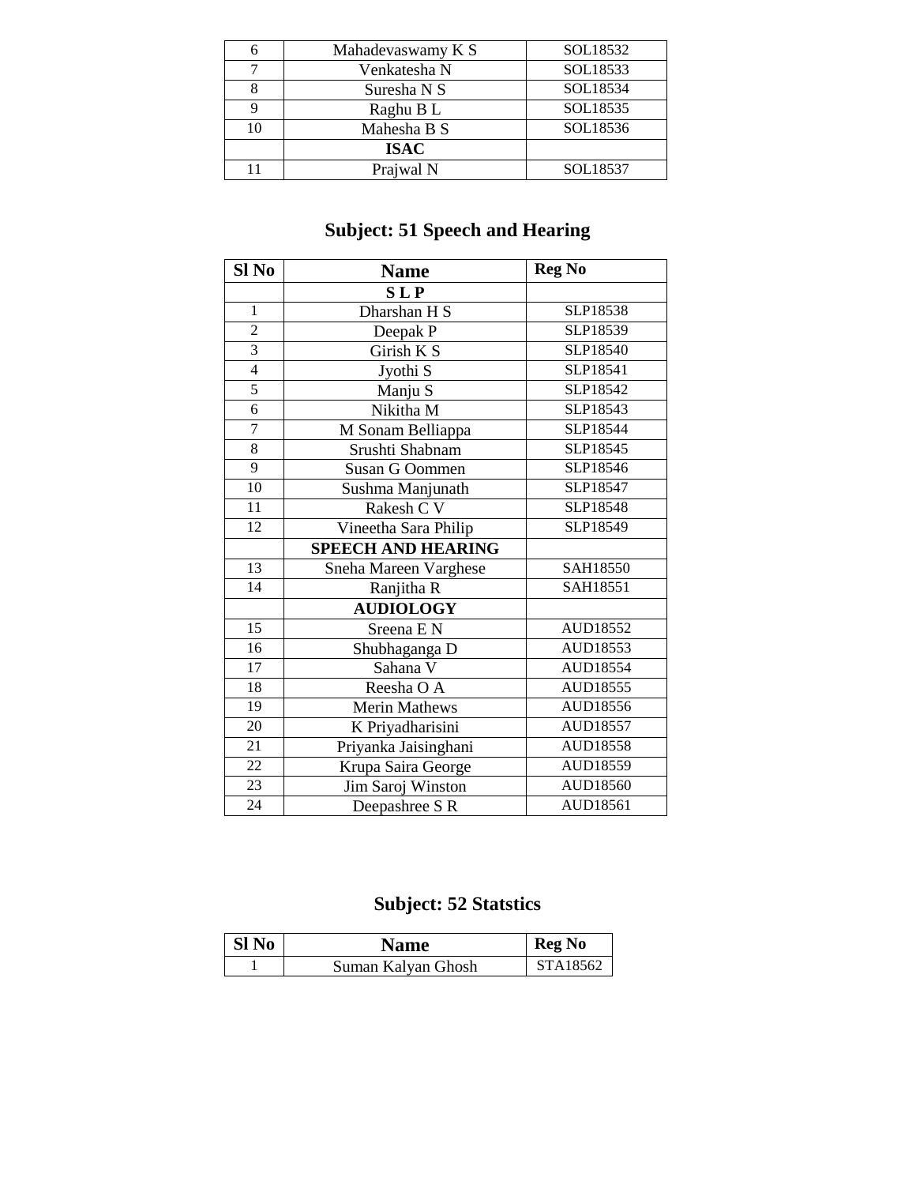| | | |
|---|---|---|
| 6 | Mahadevaswamy K S | SOL18532 |
| 7 | Venkatesha N | SOL18533 |
| 8 | Suresha N S | SOL18534 |
| 9 | Raghu B L | SOL18535 |
| 10 | Mahesha B S | SOL18536 |
| | **ISAC** | |
| 11 | Prajwal N | SOL18537 |

## Subject: 51 Speech and Hearing

| Sl No | Name | Reg No |
|---|---|---|
| | **S L P** | |
| 1 | Dharshan H S | SLP18538 |
| 2 | Deepak P | SLP18539 |
| 3 | Girish K S | SLP18540 |
| 4 | Jyothi S | SLP18541 |
| 5 | Manju S | SLP18542 |
| 6 | Nikitha M | SLP18543 |
| 7 | M Sonam Belliappa | SLP18544 |
| 8 | Srushti Shabnam | SLP18545 |
| 9 | Susan G Oommen | SLP18546 |
| 10 | Sushma Manjunath | SLP18547 |
| 11 | Rakesh C V | SLP18548 |
| 12 | Vineetha Sara Philip | SLP18549 |
| | **SPEECH AND HEARING** | |
| 13 | Sneha Mareen Varghese | SAH18550 |
| 14 | Ranjitha R | SAH18551 |
| | **AUDIOLOGY** | |
| 15 | Sreena E N | AUD18552 |
| 16 | Shubhaganga D | AUD18553 |
| 17 | Sahana V | AUD18554 |
| 18 | Reesha O A | AUD18555 |
| 19 | Merin Mathews | AUD18556 |
| 20 | K Priyadharisini | AUD18557 |
| 21 | Priyanka Jaisinghani | AUD18558 |
| 22 | Krupa Saira George | AUD18559 |
| 23 | Jim Saroj Winston | AUD18560 |
| 24 | Deepashree S R | AUD18561 |

## Subject: 52 Statstics

| Sl No | Name | Reg No |
|---|---|---|
| 1 | Suman Kalyan Ghosh | STA18562 |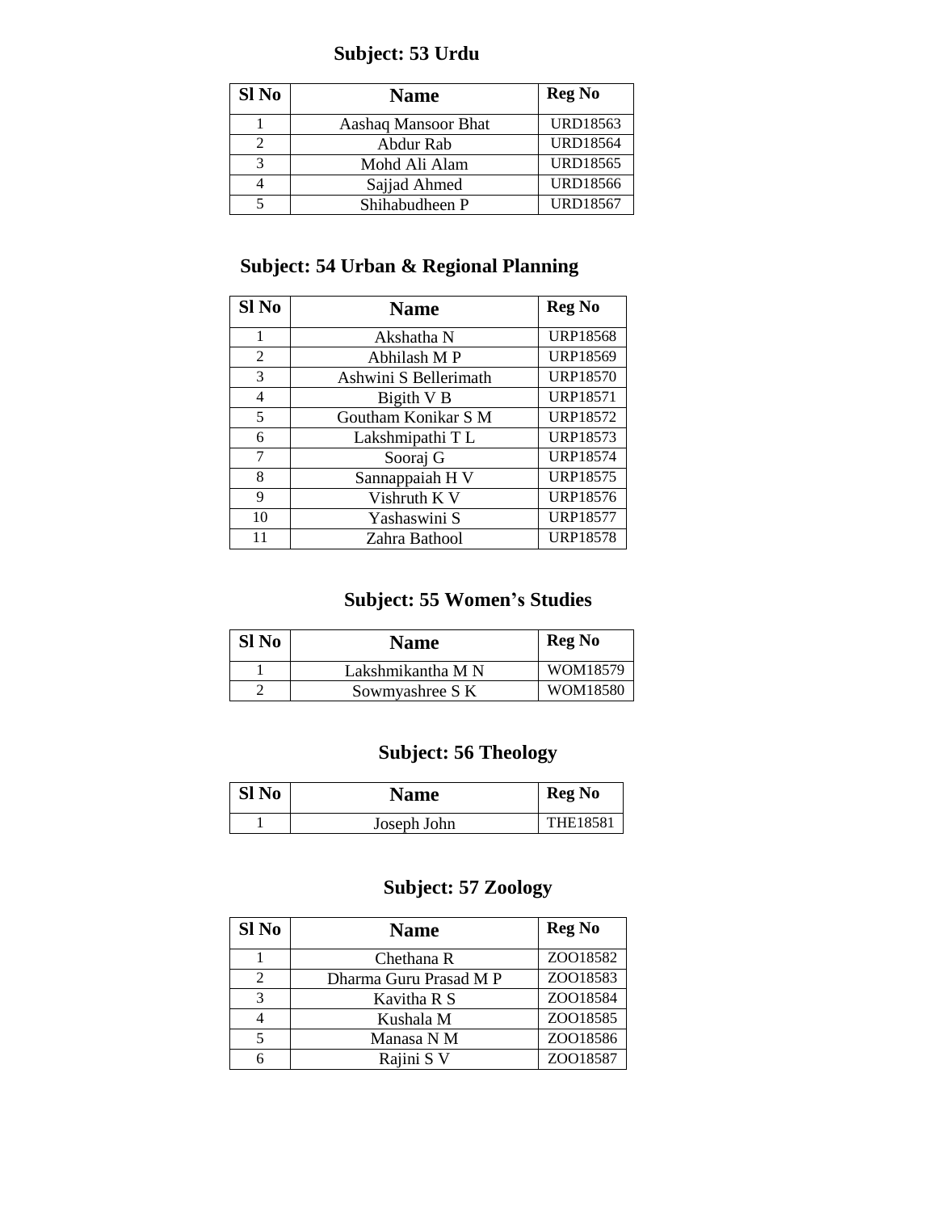## Subject: 53 Urdu

| Sl No | Name | Reg No |
|---|---|---|
| 1 | Aashaq Mansoor Bhat | URD18563 |
| 2 | Abdur Rab | URD18564 |
| 3 | Mohd Ali Alam | URD18565 |
| 4 | Sajjad Ahmed | URD18566 |
| 5 | Shihabudheen P | URD18567 |

## Subject: 54 Urban & Regional Planning

| Sl No | Name | Reg No |
|---|---|---|
| 1 | Akshatha N | URP18568 |
| 2 | Abhilash M P | URP18569 |
| 3 | Ashwini S Bellerimath | URP18570 |
| 4 | Bigith V B | URP18571 |
| 5 | Goutham Konikar S M | URP18572 |
| 6 | Lakshmipathi T L | URP18573 |
| 7 | Sooraj G | URP18574 |
| 8 | Sannappaiah H V | URP18575 |
| 9 | Vishruth K V | URP18576 |
| 10 | Yashaswini S | URP18577 |
| 11 | Zahra Bathool | URP18578 |

## Subject: 55 Women's Studies

| Sl No | Name | Reg No |
|---|---|---|
| 1 | Lakshmikantha M N | WOM18579 |
| 2 | Sowmyashree S K | WOM18580 |

## Subject: 56 Theology

| Sl No | Name | Reg No |
|---|---|---|
| 1 | Joseph John | THE18581 |

## Subject: 57 Zoology

| Sl No | Name | Reg No |
|---|---|---|
| 1 | Chethana R | ZOO18582 |
| 2 | Dharma Guru Prasad M P | ZOO18583 |
| 3 | Kavitha R S | ZOO18584 |
| 4 | Kushala M | ZOO18585 |
| 5 | Manasa N M | ZOO18586 |
| 6 | Rajini S V | ZOO18587 |